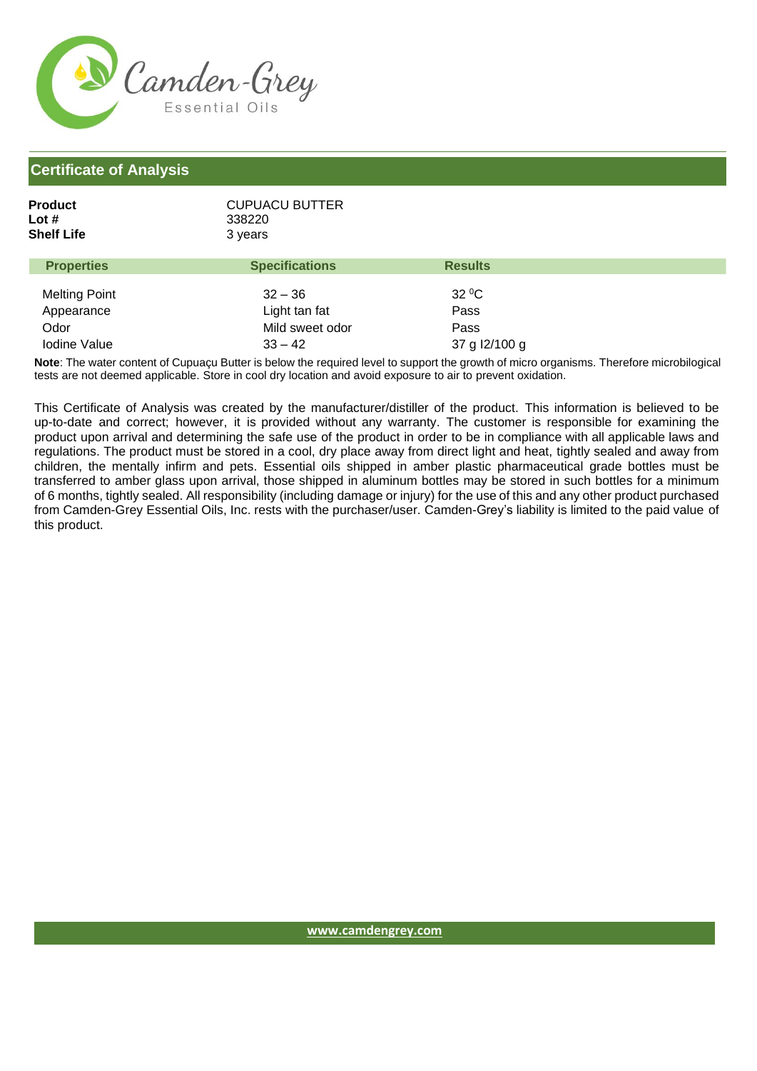Camden-Grey
Essential Oils

## Certificate of Analysis

| | |
|---|---|
| **Product** | CUPUACU BUTTER |
| **Lot #** | 338220 |
| **Shelf Life** | 3 years |

| Properties | Specifications | Results |
|---|---|---|
| Melting Point | 32 – 36 | 32 ⁰C |
| Appearance | Light tan fat | Pass |
| Odor | Mild sweet odor | Pass |
| Iodine Value | 33 – 42 | 37 g I2/100 g |

**Note**: The water content of Cupuaçu Butter is below the required level to support the growth of micro organisms. Therefore microbilogical tests are not deemed applicable. Store in cool dry location and avoid exposure to air to prevent oxidation.

This Certificate of Analysis was created by the manufacturer/distiller of the product. This information is believed to be up-to-date and correct; however, it is provided without any warranty. The customer is responsible for examining the product upon arrival and determining the safe use of the product in order to be in compliance with all applicable laws and regulations. The product must be stored in a cool, dry place away from direct light and heat, tightly sealed and away from children, the mentally infirm and pets. Essential oils shipped in amber plastic pharmaceutical grade bottles must be transferred to amber glass upon arrival, those shipped in aluminum bottles may be stored in such bottles for a minimum of 6 months, tightly sealed. All responsibility (including damage or injury) for the use of this and any other product purchased from Camden-Grey Essential Oils, Inc. rests with the purchaser/user. Camden-Grey's liability is limited to the paid value of this product.

www.camdengrey.com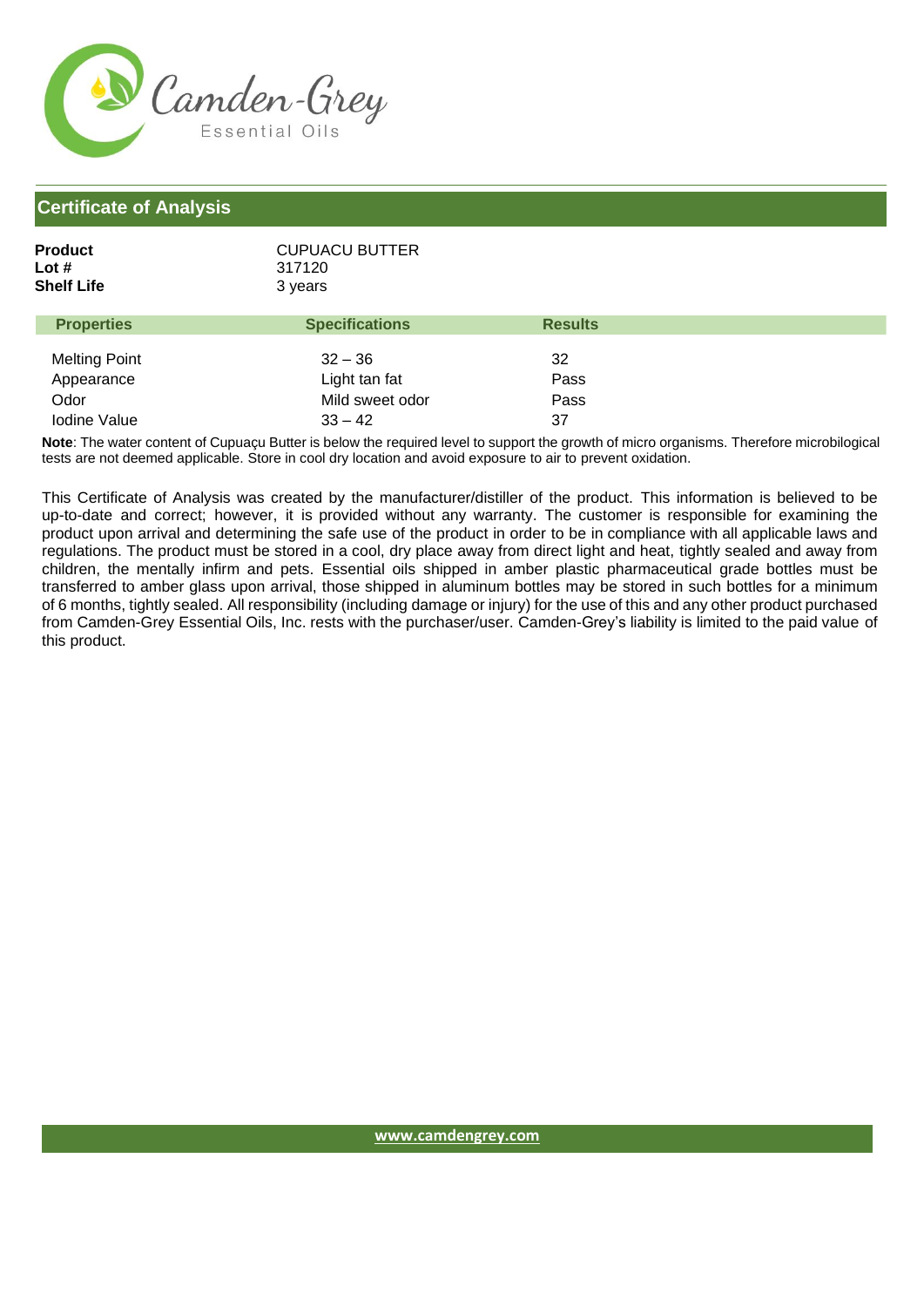## Certificate of Analysis

**Product** CUPUACU BUTTER
**Lot #** 317120
**Shelf Life** 3 years

| Properties | Specifications | Results |
|---|---|---|
| Melting Point | 32 – 36 | 32 |
| Appearance | Light tan fat | Pass |
| Odor | Mild sweet odor | Pass |
| Iodine Value | 33 – 42 | 37 |

**Note**: The water content of Cupuaçu Butter is below the required level to support the growth of micro organisms. Therefore microbilogical tests are not deemed applicable. Store in cool dry location and avoid exposure to air to prevent oxidation.

This Certificate of Analysis was created by the manufacturer/distiller of the product. This information is believed to be up-to-date and correct; however, it is provided without any warranty. The customer is responsible for examining the product upon arrival and determining the safe use of the product in order to be in compliance with all applicable laws and regulations. The product must be stored in a cool, dry place away from direct light and heat, tightly sealed and away from children, the mentally infirm and pets. Essential oils shipped in amber plastic pharmaceutical grade bottles must be transferred to amber glass upon arrival, those shipped in aluminum bottles may be stored in such bottles for a minimum of 6 months, tightly sealed. All responsibility (including damage or injury) for the use of this and any other product purchased from Camden-Grey Essential Oils, Inc. rests with the purchaser/user. Camden-Grey's liability is limited to the paid value of this product.

www.camdengrey.com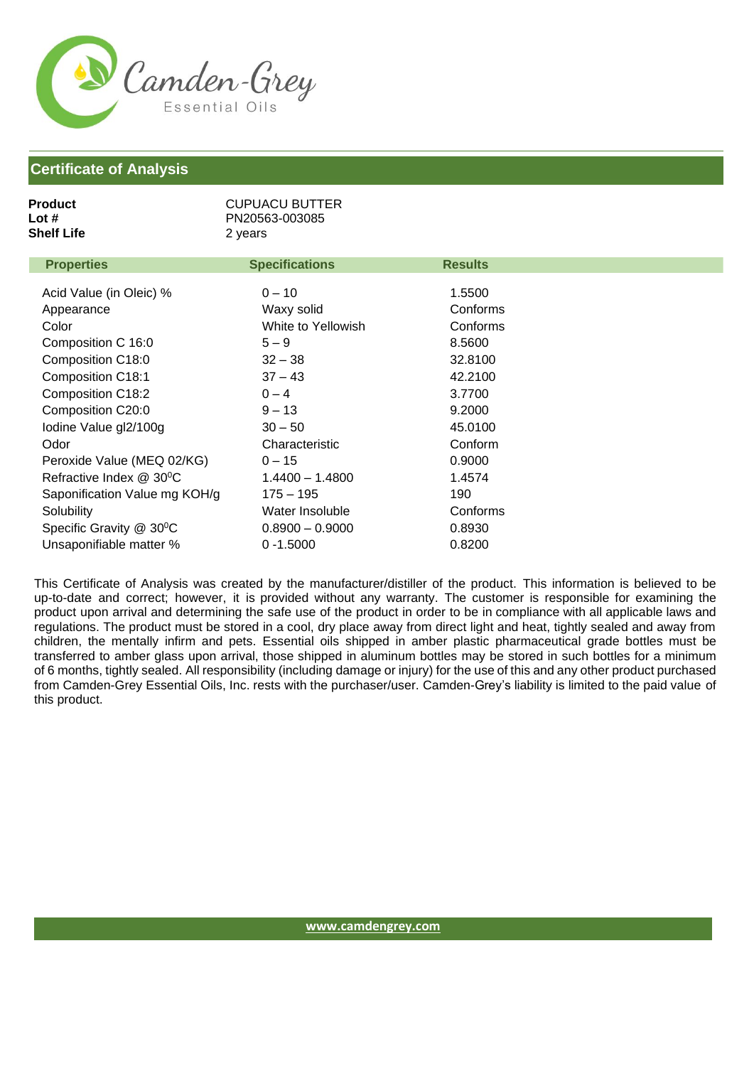Camden-Grey
Essential Oils

## Certificate of Analysis

**Product** CUPUACU BUTTER
**Lot #** PN20563-003085
**Shelf Life** 2 years

| Properties | Specifications | Results |
|---|---|---|
| Acid Value (in Oleic) % | 0 – 10 | 1.5500 |
| Appearance | Waxy solid | Conforms |
| Color | White to Yellowish | Conforms |
| Composition C 16:0 | 5 – 9 | 8.5600 |
| Composition C18:0 | 32 – 38 | 32.8100 |
| Composition C18:1 | 37 – 43 | 42.2100 |
| Composition C18:2 | 0 – 4 | 3.7700 |
| Composition C20:0 | 9 – 13 | 9.2000 |
| Iodine Value gl2/100g | 30 – 50 | 45.0100 |
| Odor | Characteristic | Conform |
| Peroxide Value (MEQ 02/KG) | 0 – 15 | 0.9000 |
| Refractive Index @ 30$^0$C | 1.4400 – 1.4800 | 1.4574 |
| Saponification Value mg KOH/g | 175 – 195 | 190 |
| Solubility | Water Insoluble | Conforms |
| Specific Gravity @ 30$^0$C | 0.8900 – 0.9000 | 0.8930 |
| Unsaponifiable matter % | 0 -1.5000 | 0.8200 |

This Certificate of Analysis was created by the manufacturer/distiller of the product. This information is believed to be up-to-date and correct; however, it is provided without any warranty. The customer is responsible for examining the product upon arrival and determining the safe use of the product in order to be in compliance with all applicable laws and regulations. The product must be stored in a cool, dry place away from direct light and heat, tightly sealed and away from children, the mentally infirm and pets. Essential oils shipped in amber plastic pharmaceutical grade bottles must be transferred to amber glass upon arrival, those shipped in aluminum bottles may be stored in such bottles for a minimum of 6 months, tightly sealed. All responsibility (including damage or injury) for the use of this and any other product purchased from Camden-Grey Essential Oils, Inc. rests with the purchaser/user. Camden-Grey's liability is limited to the paid value of this product.

www.camdengrey.com